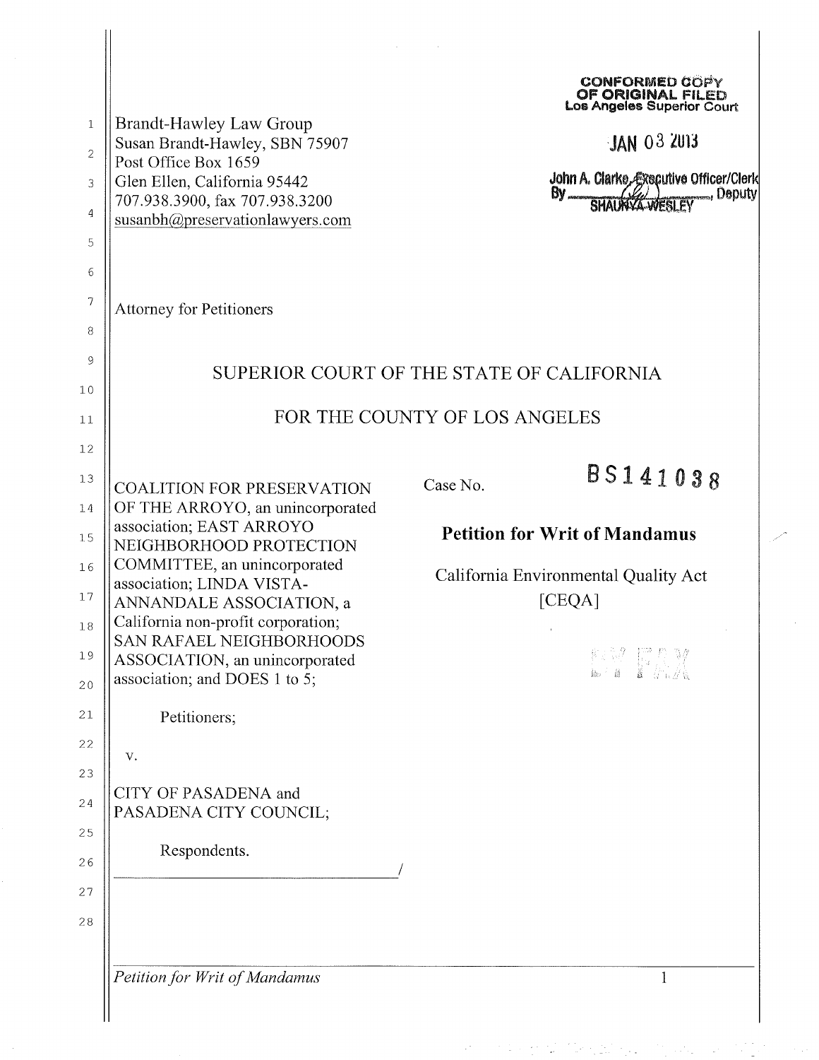CONFORMED COPY
OF ORIGINAL FILED
Los Angeles Superior Court

JAN 03 2013

John A. Clarke, Executive Officer/Clerk
By ________, Deputy
SHAUNYA WESLEY

Brandt-Hawley Law Group
Susan Brandt-Hawley, SBN 75907
Post Office Box 1659
Glen Ellen, California 95442
707.938.3900, fax 707.938.3200
susanbh@preservationlawyers.com

Attorney for Petitioners

# SUPERIOR COURT OF THE STATE OF CALIFORNIA

# FOR THE COUNTY OF LOS ANGELES

COALITION FOR PRESERVATION OF THE ARROYO, an unincorporated association; EAST ARROYO NEIGHBORHOOD PROTECTION COMMITTEE, an unincorporated association; LINDA VISTA-ANNANDALE ASSOCIATION, a California non-profit corporation; SAN RAFAEL NEIGHBORHOODS ASSOCIATION, an unincorporated association; and DOES 1 to 5;

Petitioners;

v.

CITY OF PASADENA and PASADENA CITY COUNCIL;

Respondents.

______________________________/

Case No. BS141038

**Petition for Writ of Mandamus**

California Environmental Quality Act [CEQA]

BY FAX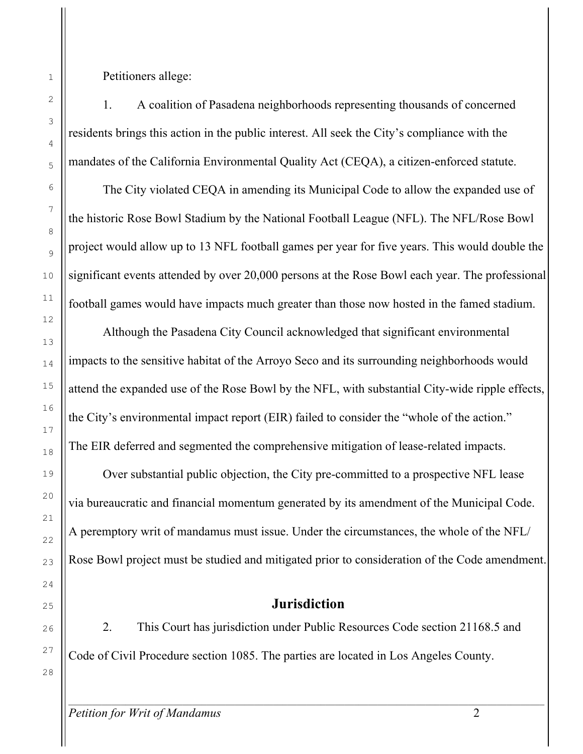Petitioners allege:

1. A coalition of Pasadena neighborhoods representing thousands of concerned residents brings this action in the public interest. All seek the City's compliance with the mandates of the California Environmental Quality Act (CEQA), a citizen-enforced statute.

The City violated CEQA in amending its Municipal Code to allow the expanded use of the historic Rose Bowl Stadium by the National Football League (NFL). The NFL/Rose Bowl project would allow up to 13 NFL football games per year for five years. This would double the significant events attended by over 20,000 persons at the Rose Bowl each year. The professional football games would have impacts much greater than those now hosted in the famed stadium.

Although the Pasadena City Council acknowledged that significant environmental impacts to the sensitive habitat of the Arroyo Seco and its surrounding neighborhoods would attend the expanded use of the Rose Bowl by the NFL, with substantial City-wide ripple effects, the City's environmental impact report (EIR) failed to consider the "whole of the action." The EIR deferred and segmented the comprehensive mitigation of lease-related impacts.

Over substantial public objection, the City pre-committed to a prospective NFL lease via bureaucratic and financial momentum generated by its amendment of the Municipal Code. A peremptory writ of mandamus must issue. Under the circumstances, the whole of the NFL/Rose Bowl project must be studied and mitigated prior to consideration of the Code amendment.

## Jurisdiction

2. This Court has jurisdiction under Public Resources Code section 21168.5 and Code of Civil Procedure section 1085. The parties are located in Los Angeles County.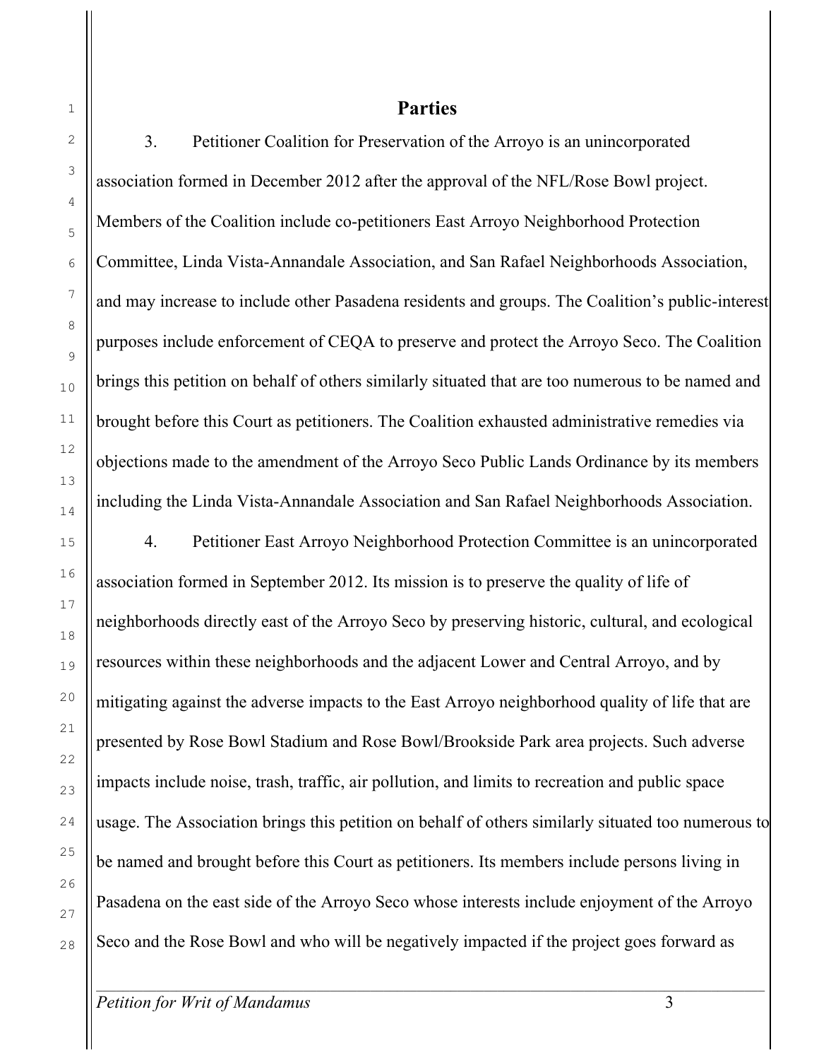## Parties

3. Petitioner Coalition for Preservation of the Arroyo is an unincorporated association formed in December 2012 after the approval of the NFL/Rose Bowl project. Members of the Coalition include co-petitioners East Arroyo Neighborhood Protection Committee, Linda Vista-Annandale Association, and San Rafael Neighborhoods Association, and may increase to include other Pasadena residents and groups. The Coalition's public-interest purposes include enforcement of CEQA to preserve and protect the Arroyo Seco. The Coalition brings this petition on behalf of others similarly situated that are too numerous to be named and brought before this Court as petitioners. The Coalition exhausted administrative remedies via objections made to the amendment of the Arroyo Seco Public Lands Ordinance by its members including the Linda Vista-Annandale Association and San Rafael Neighborhoods Association.

4. Petitioner East Arroyo Neighborhood Protection Committee is an unincorporated association formed in September 2012. Its mission is to preserve the quality of life of neighborhoods directly east of the Arroyo Seco by preserving historic, cultural, and ecological resources within these neighborhoods and the adjacent Lower and Central Arroyo, and by mitigating against the adverse impacts to the East Arroyo neighborhood quality of life that are presented by Rose Bowl Stadium and Rose Bowl/Brookside Park area projects. Such adverse impacts include noise, trash, traffic, air pollution, and limits to recreation and public space usage. The Association brings this petition on behalf of others similarly situated too numerous to be named and brought before this Court as petitioners. Its members include persons living in Pasadena on the east side of the Arroyo Seco whose interests include enjoyment of the Arroyo Seco and the Rose Bowl and who will be negatively impacted if the project goes forward as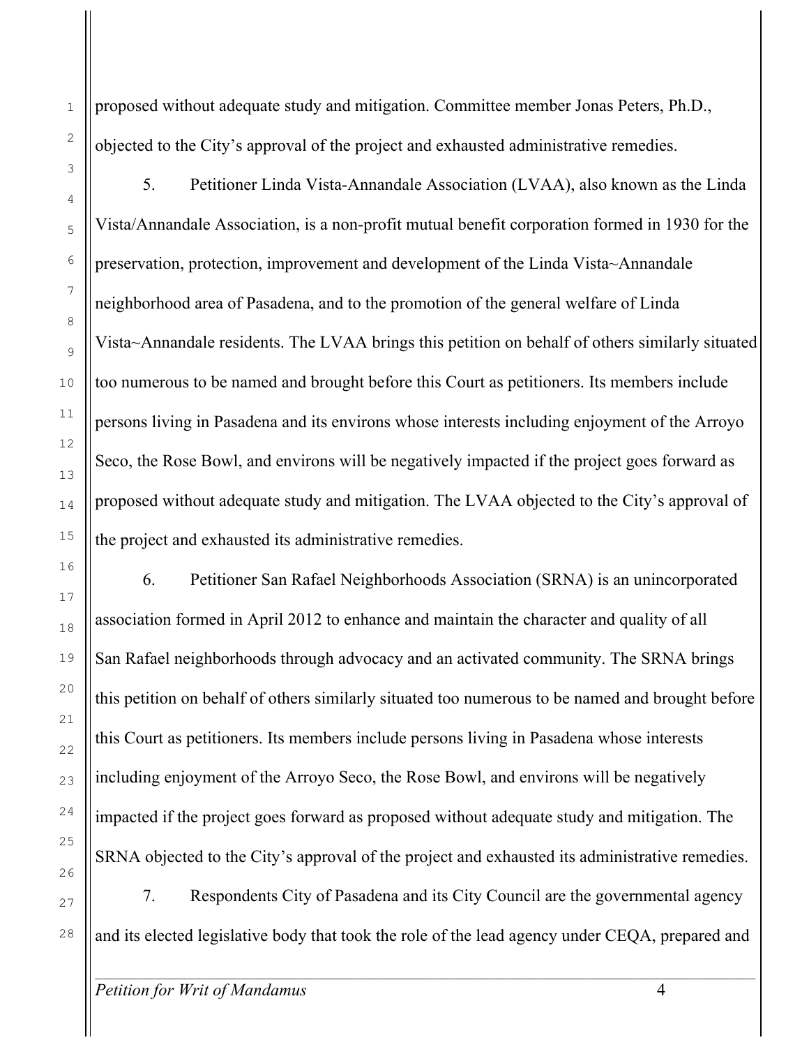proposed without adequate study and mitigation. Committee member Jonas Peters, Ph.D., objected to the City's approval of the project and exhausted administrative remedies.

5. Petitioner Linda Vista-Annandale Association (LVAA), also known as the Linda Vista/Annandale Association, is a non-profit mutual benefit corporation formed in 1930 for the preservation, protection, improvement and development of the Linda Vista~Annandale neighborhood area of Pasadena, and to the promotion of the general welfare of Linda Vista~Annandale residents. The LVAA brings this petition on behalf of others similarly situated too numerous to be named and brought before this Court as petitioners. Its members include persons living in Pasadena and its environs whose interests including enjoyment of the Arroyo Seco, the Rose Bowl, and environs will be negatively impacted if the project goes forward as proposed without adequate study and mitigation. The LVAA objected to the City's approval of the project and exhausted its administrative remedies.

6. Petitioner San Rafael Neighborhoods Association (SRNA) is an unincorporated association formed in April 2012 to enhance and maintain the character and quality of all San Rafael neighborhoods through advocacy and an activated community. The SRNA brings this petition on behalf of others similarly situated too numerous to be named and brought before this Court as petitioners. Its members include persons living in Pasadena whose interests including enjoyment of the Arroyo Seco, the Rose Bowl, and environs will be negatively impacted if the project goes forward as proposed without adequate study and mitigation. The SRNA objected to the City's approval of the project and exhausted its administrative remedies.

7. Respondents City of Pasadena and its City Council are the governmental agency and its elected legislative body that took the role of the lead agency under CEQA, prepared and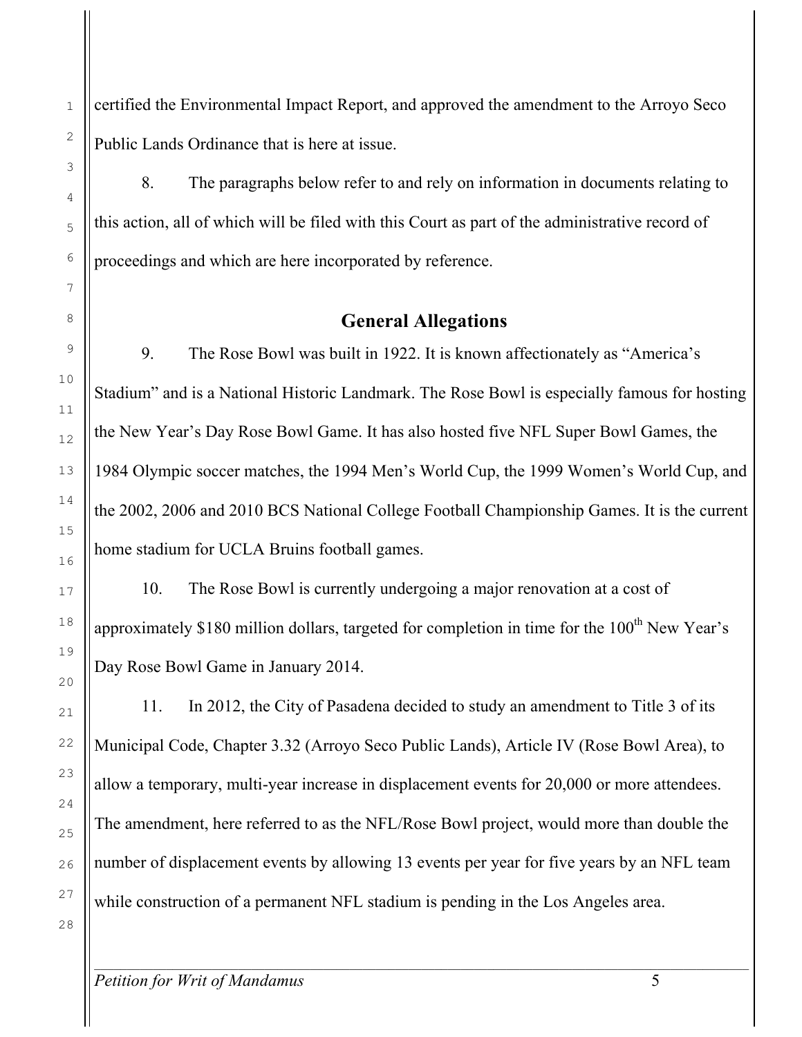certified the Environmental Impact Report, and approved the amendment to the Arroyo Seco Public Lands Ordinance that is here at issue.

8. The paragraphs below refer to and rely on information in documents relating to this action, all of which will be filed with this Court as part of the administrative record of proceedings and which are here incorporated by reference.

## General Allegations

9. The Rose Bowl was built in 1922. It is known affectionately as "America's Stadium" and is a National Historic Landmark. The Rose Bowl is especially famous for hosting the New Year's Day Rose Bowl Game. It has also hosted five NFL Super Bowl Games, the 1984 Olympic soccer matches, the 1994 Men's World Cup, the 1999 Women's World Cup, and the 2002, 2006 and 2010 BCS National College Football Championship Games. It is the current home stadium for UCLA Bruins football games.

10. The Rose Bowl is currently undergoing a major renovation at a cost of approximately $180 million dollars, targeted for completion in time for the 100th New Year's Day Rose Bowl Game in January 2014.

11. In 2012, the City of Pasadena decided to study an amendment to Title 3 of its Municipal Code, Chapter 3.32 (Arroyo Seco Public Lands), Article IV (Rose Bowl Area), to allow a temporary, multi-year increase in displacement events for 20,000 or more attendees. The amendment, here referred to as the NFL/Rose Bowl project, would more than double the number of displacement events by allowing 13 events per year for five years by an NFL team while construction of a permanent NFL stadium is pending in the Los Angeles area.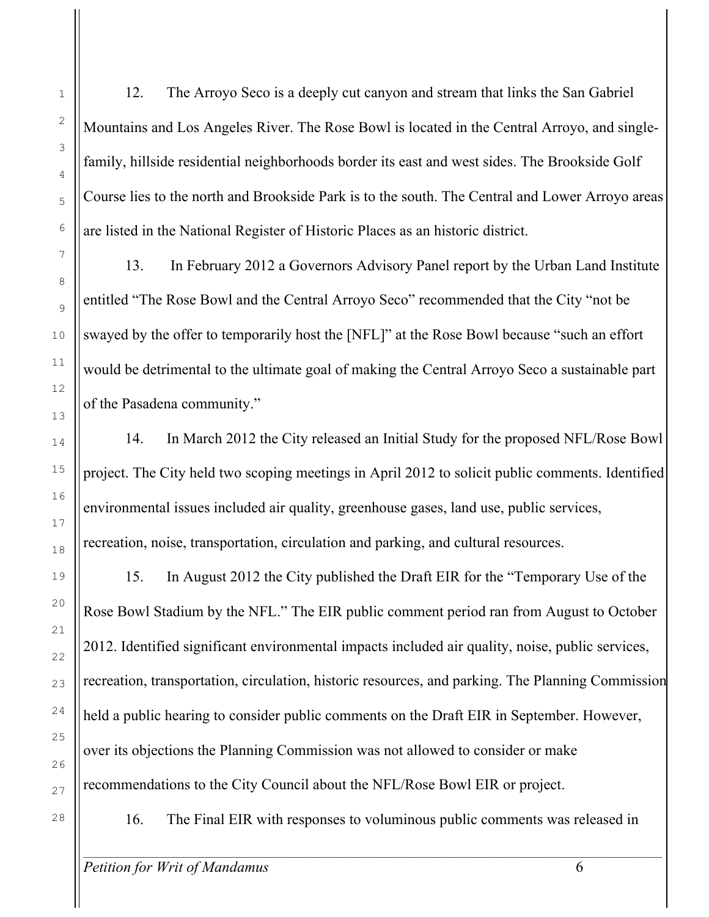12. The Arroyo Seco is a deeply cut canyon and stream that links the San Gabriel Mountains and Los Angeles River. The Rose Bowl is located in the Central Arroyo, and single-family, hillside residential neighborhoods border its east and west sides. The Brookside Golf Course lies to the north and Brookside Park is to the south. The Central and Lower Arroyo areas are listed in the National Register of Historic Places as an historic district.

13. In February 2012 a Governors Advisory Panel report by the Urban Land Institute entitled "The Rose Bowl and the Central Arroyo Seco" recommended that the City "not be swayed by the offer to temporarily host the [NFL]" at the Rose Bowl because "such an effort would be detrimental to the ultimate goal of making the Central Arroyo Seco a sustainable part of the Pasadena community."

14. In March 2012 the City released an Initial Study for the proposed NFL/Rose Bowl project. The City held two scoping meetings in April 2012 to solicit public comments. Identified environmental issues included air quality, greenhouse gases, land use, public services, recreation, noise, transportation, circulation and parking, and cultural resources.

15. In August 2012 the City published the Draft EIR for the "Temporary Use of the Rose Bowl Stadium by the NFL." The EIR public comment period ran from August to October 2012. Identified significant environmental impacts included air quality, noise, public services, recreation, transportation, circulation, historic resources, and parking. The Planning Commission held a public hearing to consider public comments on the Draft EIR in September. However, over its objections the Planning Commission was not allowed to consider or make recommendations to the City Council about the NFL/Rose Bowl EIR or project.

16. The Final EIR with responses to voluminous public comments was released in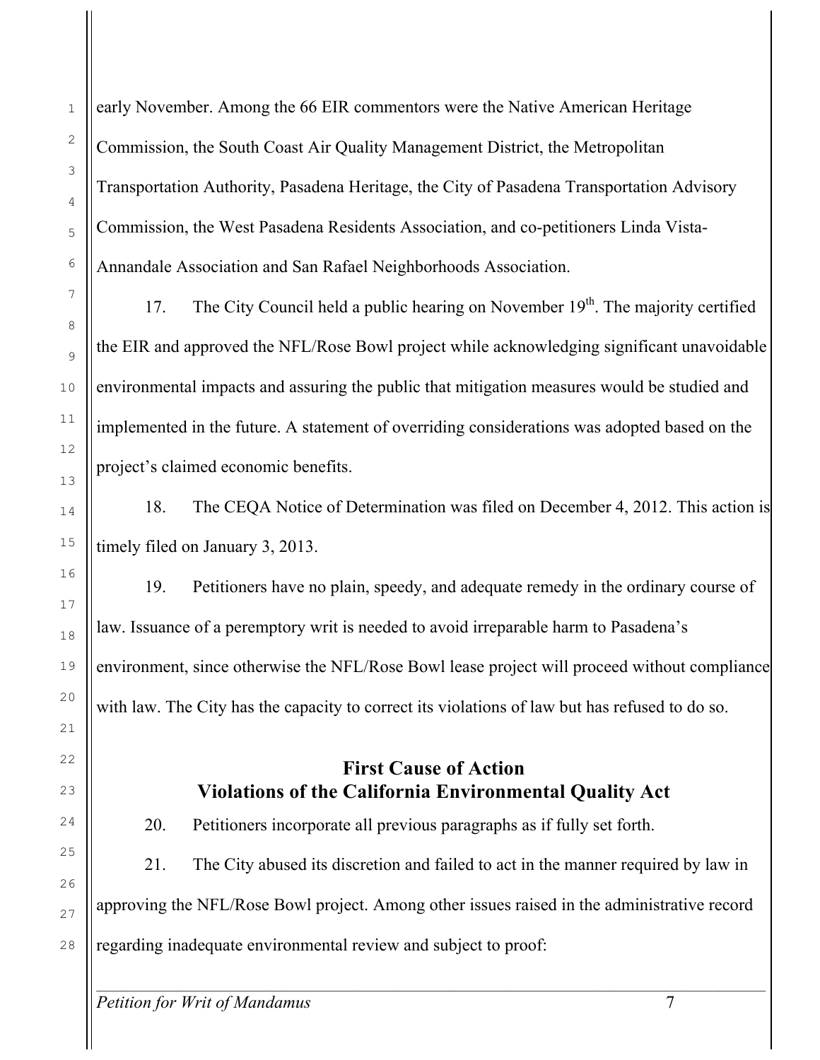early November. Among the 66 EIR commentors were the Native American Heritage Commission, the South Coast Air Quality Management District, the Metropolitan Transportation Authority, Pasadena Heritage, the City of Pasadena Transportation Advisory Commission, the West Pasadena Residents Association, and co-petitioners Linda Vista-Annandale Association and San Rafael Neighborhoods Association.

17. The City Council held a public hearing on November 19th. The majority certified the EIR and approved the NFL/Rose Bowl project while acknowledging significant unavoidable environmental impacts and assuring the public that mitigation measures would be studied and implemented in the future. A statement of overriding considerations was adopted based on the project's claimed economic benefits.

18. The CEQA Notice of Determination was filed on December 4, 2012. This action is timely filed on January 3, 2013.

19. Petitioners have no plain, speedy, and adequate remedy in the ordinary course of law. Issuance of a peremptory writ is needed to avoid irreparable harm to Pasadena's environment, since otherwise the NFL/Rose Bowl lease project will proceed without compliance with law. The City has the capacity to correct its violations of law but has refused to do so.

## First Cause of Action
## Violations of the California Environmental Quality Act

20. Petitioners incorporate all previous paragraphs as if fully set forth.

21. The City abused its discretion and failed to act in the manner required by law in approving the NFL/Rose Bowl project. Among other issues raised in the administrative record regarding inadequate environmental review and subject to proof: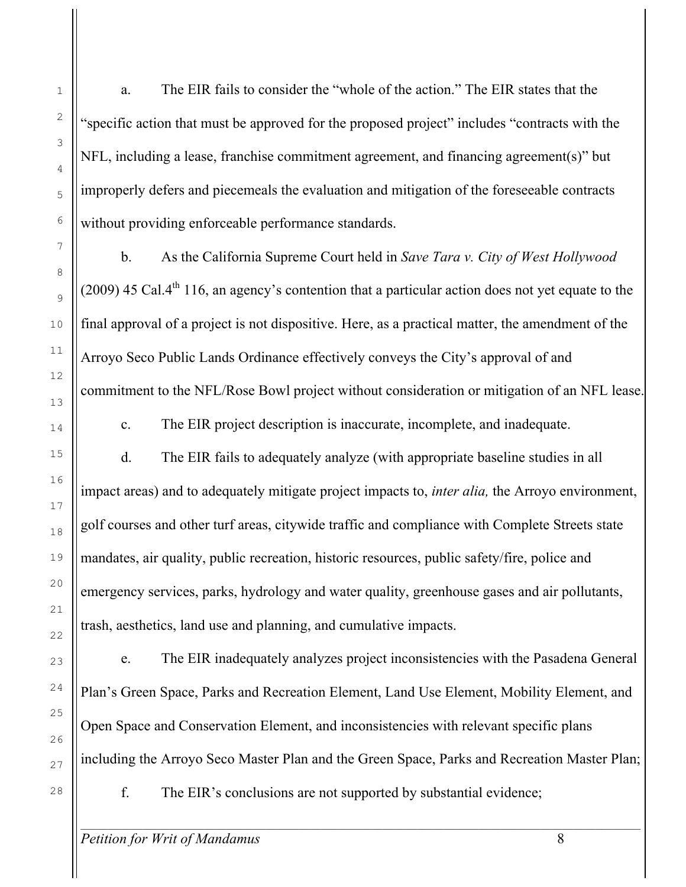a. The EIR fails to consider the "whole of the action." The EIR states that the "specific action that must be approved for the proposed project" includes "contracts with the NFL, including a lease, franchise commitment agreement, and financing agreement(s)" but improperly defers and piecemeals the evaluation and mitigation of the foreseeable contracts without providing enforceable performance standards.

b. As the California Supreme Court held in *Save Tara v. City of West Hollywood* (2009) 45 Cal.4th 116, an agency's contention that a particular action does not yet equate to the final approval of a project is not dispositive. Here, as a practical matter, the amendment of the Arroyo Seco Public Lands Ordinance effectively conveys the City's approval of and commitment to the NFL/Rose Bowl project without consideration or mitigation of an NFL lease.

c. The EIR project description is inaccurate, incomplete, and inadequate.

d. The EIR fails to adequately analyze (with appropriate baseline studies in all impact areas) and to adequately mitigate project impacts to, *inter alia,* the Arroyo environment, golf courses and other turf areas, citywide traffic and compliance with Complete Streets state mandates, air quality, public recreation, historic resources, public safety/fire, police and emergency services, parks, hydrology and water quality, greenhouse gases and air pollutants, trash, aesthetics, land use and planning, and cumulative impacts.

e. The EIR inadequately analyzes project inconsistencies with the Pasadena General Plan's Green Space, Parks and Recreation Element, Land Use Element, Mobility Element, and Open Space and Conservation Element, and inconsistencies with relevant specific plans including the Arroyo Seco Master Plan and the Green Space, Parks and Recreation Master Plan;

f. The EIR's conclusions are not supported by substantial evidence;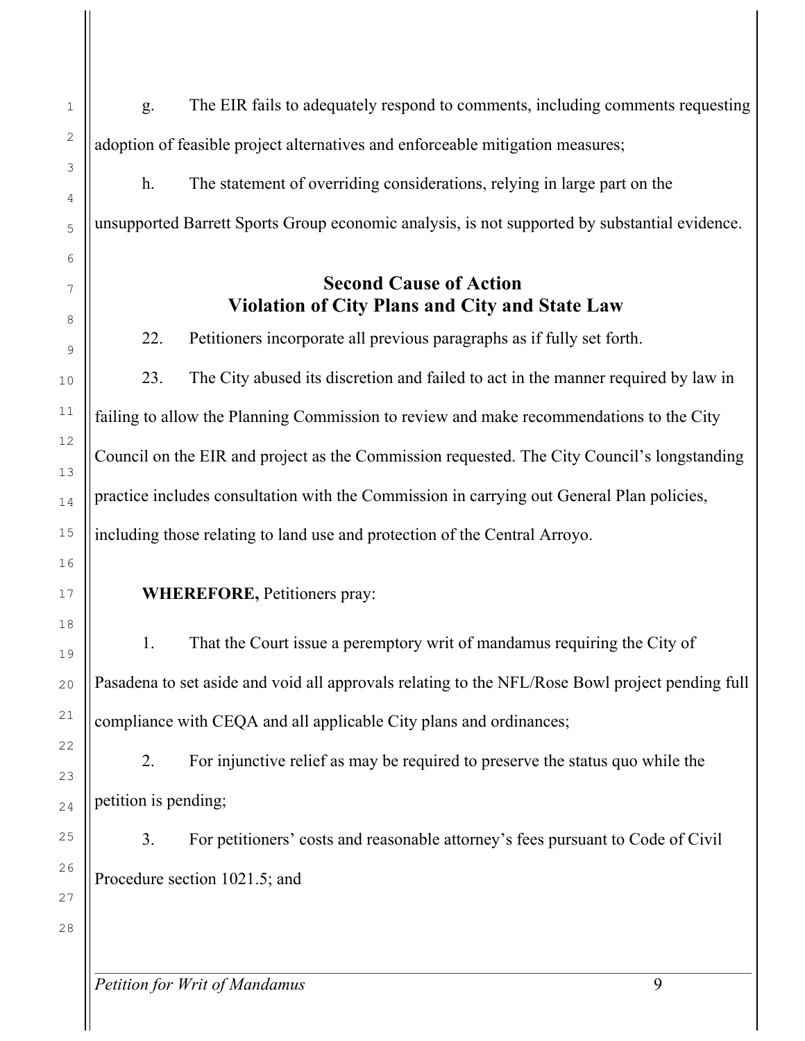g. The EIR fails to adequately respond to comments, including comments requesting adoption of feasible project alternatives and enforceable mitigation measures;

h. The statement of overriding considerations, relying in large part on the unsupported Barrett Sports Group economic analysis, is not supported by substantial evidence.

## Second Cause of Action
## Violation of City Plans and City and State Law

22. Petitioners incorporate all previous paragraphs as if fully set forth.

23. The City abused its discretion and failed to act in the manner required by law in failing to allow the Planning Commission to review and make recommendations to the City Council on the EIR and project as the Commission requested. The City Council's longstanding practice includes consultation with the Commission in carrying out General Plan policies, including those relating to land use and protection of the Central Arroyo.

**WHEREFORE,** Petitioners pray:

1. That the Court issue a peremptory writ of mandamus requiring the City of Pasadena to set aside and void all approvals relating to the NFL/Rose Bowl project pending full compliance with CEQA and all applicable City plans and ordinances;

2. For injunctive relief as may be required to preserve the status quo while the petition is pending;

3. For petitioners' costs and reasonable attorney's fees pursuant to Code of Civil Procedure section 1021.5; and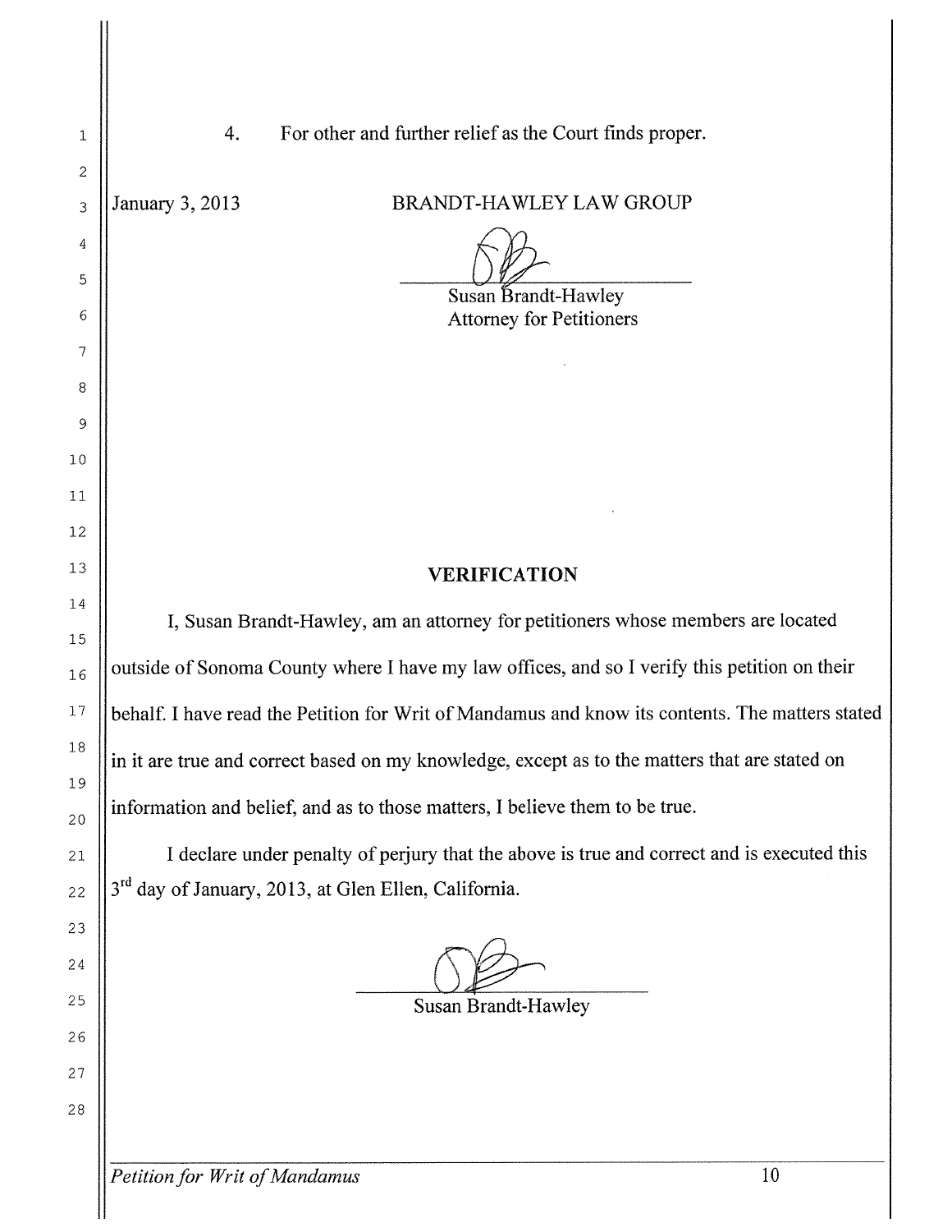4. For other and further relief as the Court finds proper.

January 3, 2013

BRANDT-HAWLEY LAW GROUP

Susan Brandt-Hawley
Attorney for Petitioners

## VERIFICATION

I, Susan Brandt-Hawley, am an attorney for petitioners whose members are located outside of Sonoma County where I have my law offices, and so I verify this petition on their behalf. I have read the Petition for Writ of Mandamus and know its contents. The matters stated in it are true and correct based on my knowledge, except as to the matters that are stated on information and belief, and as to those matters, I believe them to be true.

I declare under penalty of perjury that the above is true and correct and is executed this 3rd day of January, 2013, at Glen Ellen, California.

Susan Brandt-Hawley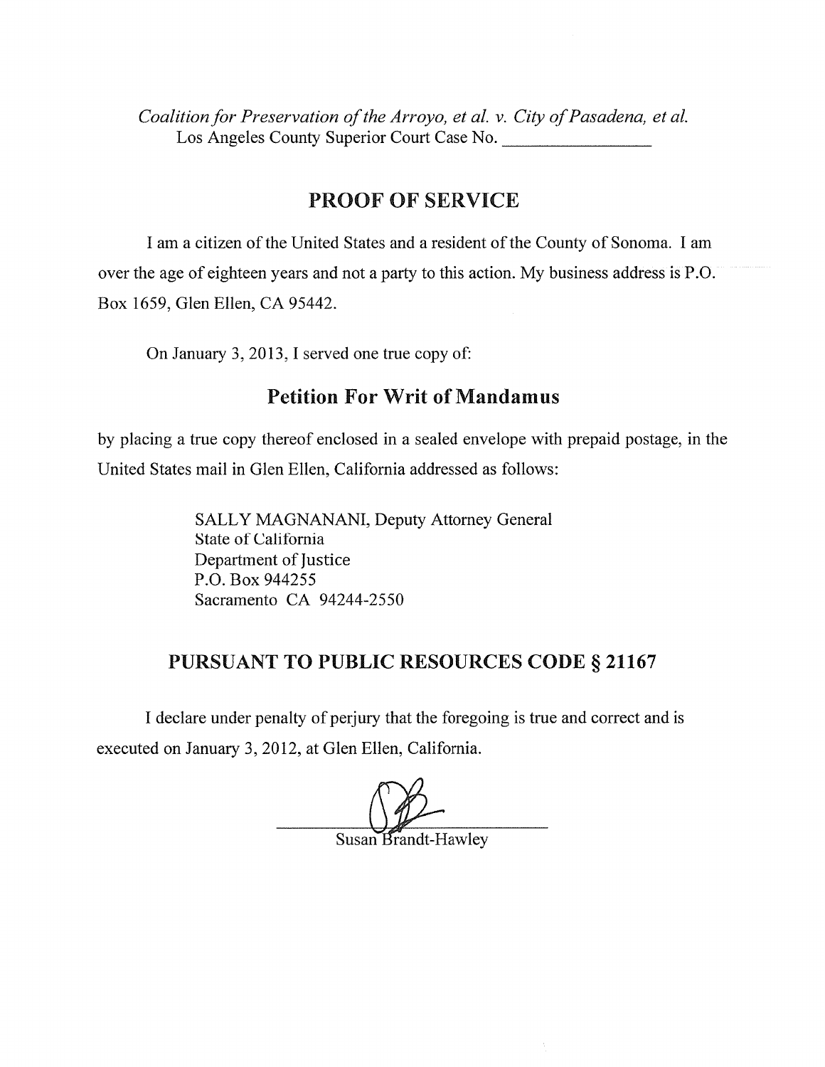*Coalition for Preservation of the Arroyo, et al. v. City of Pasadena, et al.*
Los Angeles County Superior Court Case No. ________________

## PROOF OF SERVICE

I am a citizen of the United States and a resident of the County of Sonoma. I am over the age of eighteen years and not a party to this action. My business address is P.O. Box 1659, Glen Ellen, CA 95442.

On January 3, 2013, I served one true copy of:

## Petition For Writ of Mandamus

by placing a true copy thereof enclosed in a sealed envelope with prepaid postage, in the United States mail in Glen Ellen, California addressed as follows:

SALLY MAGNANANI, Deputy Attorney General
State of California
Department of Justice
P.O. Box 944255
Sacramento CA 94244-2550

## PURSUANT TO PUBLIC RESOURCES CODE § 21167

I declare under penalty of perjury that the foregoing is true and correct and is executed on January 3, 2012, at Glen Ellen, California.

Susan Brandt-Hawley